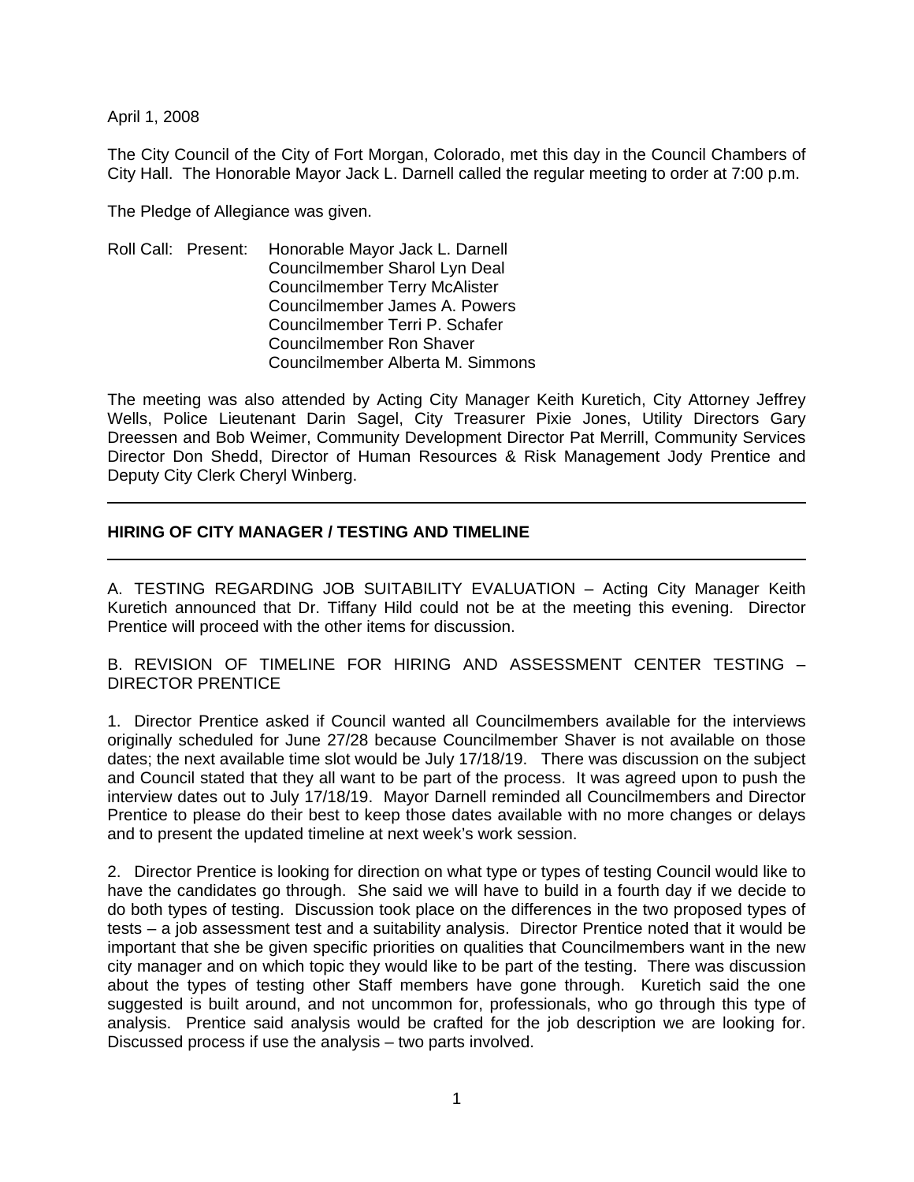April 1, 2008

The City Council of the City of Fort Morgan, Colorado, met this day in the Council Chambers of City Hall. The Honorable Mayor Jack L. Darnell called the regular meeting to order at 7:00 p.m.

The Pledge of Allegiance was given.

Roll Call: Present: Honorable Mayor Jack L. Darnell
Councilmember Sharol Lyn Deal
Councilmember Terry McAlister
Councilmember James A. Powers
Councilmember Terri P. Schafer
Councilmember Ron Shaver
Councilmember Alberta M. Simmons

The meeting was also attended by Acting City Manager Keith Kuretich, City Attorney Jeffrey Wells, Police Lieutenant Darin Sagel, City Treasurer Pixie Jones, Utility Directors Gary Dreessen and Bob Weimer, Community Development Director Pat Merrill, Community Services Director Don Shedd, Director of Human Resources & Risk Management Jody Prentice and Deputy City Clerk Cheryl Winberg.

---

**HIRING OF CITY MANAGER / TESTING AND TIMELINE**

---

A. TESTING REGARDING JOB SUITABILITY EVALUATION – Acting City Manager Keith Kuretich announced that Dr. Tiffany Hild could not be at the meeting this evening. Director Prentice will proceed with the other items for discussion.

B. REVISION OF TIMELINE FOR HIRING AND ASSESSMENT CENTER TESTING – DIRECTOR PRENTICE

1. Director Prentice asked if Council wanted all Councilmembers available for the interviews originally scheduled for June 27/28 because Councilmember Shaver is not available on those dates; the next available time slot would be July 17/18/19. There was discussion on the subject and Council stated that they all want to be part of the process. It was agreed upon to push the interview dates out to July 17/18/19. Mayor Darnell reminded all Councilmembers and Director Prentice to please do their best to keep those dates available with no more changes or delays and to present the updated timeline at next week's work session.

2. Director Prentice is looking for direction on what type or types of testing Council would like to have the candidates go through. She said we will have to build in a fourth day if we decide to do both types of testing. Discussion took place on the differences in the two proposed types of tests – a job assessment test and a suitability analysis. Director Prentice noted that it would be important that she be given specific priorities on qualities that Councilmembers want in the new city manager and on which topic they would like to be part of the testing. There was discussion about the types of testing other Staff members have gone through. Kuretich said the one suggested is built around, and not uncommon for, professionals, who go through this type of analysis. Prentice said analysis would be crafted for the job description we are looking for. Discussed process if use the analysis – two parts involved.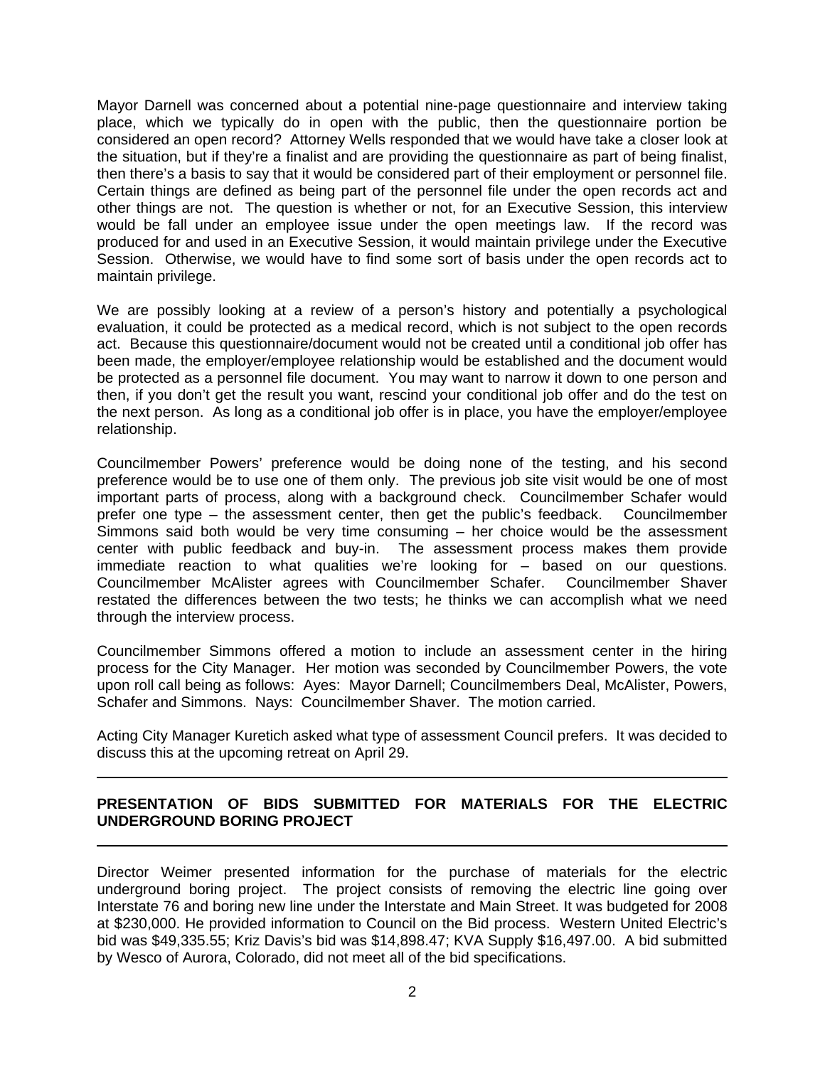Mayor Darnell was concerned about a potential nine-page questionnaire and interview taking place, which we typically do in open with the public, then the questionnaire portion be considered an open record? Attorney Wells responded that we would have take a closer look at the situation, but if they're a finalist and are providing the questionnaire as part of being finalist, then there's a basis to say that it would be considered part of their employment or personnel file. Certain things are defined as being part of the personnel file under the open records act and other things are not. The question is whether or not, for an Executive Session, this interview would be fall under an employee issue under the open meetings law. If the record was produced for and used in an Executive Session, it would maintain privilege under the Executive Session. Otherwise, we would have to find some sort of basis under the open records act to maintain privilege.

We are possibly looking at a review of a person's history and potentially a psychological evaluation, it could be protected as a medical record, which is not subject to the open records act. Because this questionnaire/document would not be created until a conditional job offer has been made, the employer/employee relationship would be established and the document would be protected as a personnel file document. You may want to narrow it down to one person and then, if you don't get the result you want, rescind your conditional job offer and do the test on the next person. As long as a conditional job offer is in place, you have the employer/employee relationship.

Councilmember Powers' preference would be doing none of the testing, and his second preference would be to use one of them only. The previous job site visit would be one of most important parts of process, along with a background check. Councilmember Schafer would prefer one type – the assessment center, then get the public's feedback. Councilmember Simmons said both would be very time consuming – her choice would be the assessment center with public feedback and buy-in. The assessment process makes them provide immediate reaction to what qualities we're looking for – based on our questions. Councilmember McAlister agrees with Councilmember Schafer. Councilmember Shaver restated the differences between the two tests; he thinks we can accomplish what we need through the interview process.

Councilmember Simmons offered a motion to include an assessment center in the hiring process for the City Manager. Her motion was seconded by Councilmember Powers, the vote upon roll call being as follows: Ayes: Mayor Darnell; Councilmembers Deal, McAlister, Powers, Schafer and Simmons. Nays: Councilmember Shaver. The motion carried.

Acting City Manager Kuretich asked what type of assessment Council prefers. It was decided to discuss this at the upcoming retreat on April 29.

---

**PRESENTATION OF BIDS SUBMITTED FOR MATERIALS FOR THE ELECTRIC UNDERGROUND BORING PROJECT**

---

Director Weimer presented information for the purchase of materials for the electric underground boring project. The project consists of removing the electric line going over Interstate 76 and boring new line under the Interstate and Main Street. It was budgeted for 2008 at $230,000. He provided information to Council on the Bid process. Western United Electric's bid was $49,335.55; Kriz Davis's bid was $14,898.47; KVA Supply $16,497.00. A bid submitted by Wesco of Aurora, Colorado, did not meet all of the bid specifications.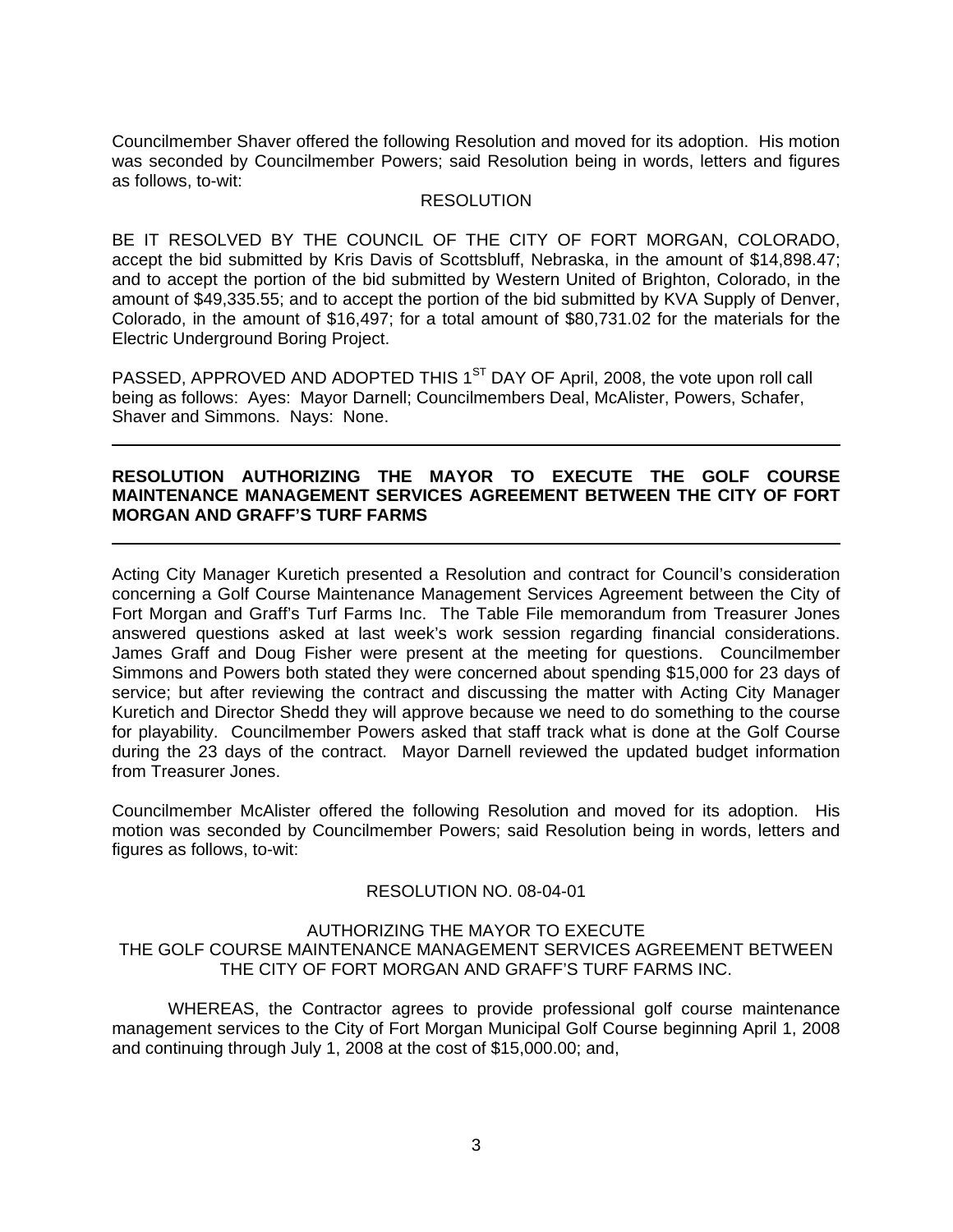Councilmember Shaver offered the following Resolution and moved for its adoption. His motion was seconded by Councilmember Powers; said Resolution being in words, letters and figures as follows, to-wit:

RESOLUTION

BE IT RESOLVED BY THE COUNCIL OF THE CITY OF FORT MORGAN, COLORADO, accept the bid submitted by Kris Davis of Scottsbluff, Nebraska, in the amount of $14,898.47; and to accept the portion of the bid submitted by Western United of Brighton, Colorado, in the amount of $49,335.55; and to accept the portion of the bid submitted by KVA Supply of Denver, Colorado, in the amount of $16,497; for a total amount of $80,731.02 for the materials for the Electric Underground Boring Project.

PASSED, APPROVED AND ADOPTED THIS 1ST DAY OF April, 2008, the vote upon roll call being as follows: Ayes: Mayor Darnell; Councilmembers Deal, McAlister, Powers, Schafer, Shaver and Simmons. Nays: None.

---

**RESOLUTION AUTHORIZING THE MAYOR TO EXECUTE THE GOLF COURSE MAINTENANCE MANAGEMENT SERVICES AGREEMENT BETWEEN THE CITY OF FORT MORGAN AND GRAFF'S TURF FARMS**

---

Acting City Manager Kuretich presented a Resolution and contract for Council's consideration concerning a Golf Course Maintenance Management Services Agreement between the City of Fort Morgan and Graff's Turf Farms Inc. The Table File memorandum from Treasurer Jones answered questions asked at last week's work session regarding financial considerations. James Graff and Doug Fisher were present at the meeting for questions. Councilmember Simmons and Powers both stated they were concerned about spending $15,000 for 23 days of service; but after reviewing the contract and discussing the matter with Acting City Manager Kuretich and Director Shedd they will approve because we need to do something to the course for playability. Councilmember Powers asked that staff track what is done at the Golf Course during the 23 days of the contract. Mayor Darnell reviewed the updated budget information from Treasurer Jones.

Councilmember McAlister offered the following Resolution and moved for its adoption. His motion was seconded by Councilmember Powers; said Resolution being in words, letters and figures as follows, to-wit:

RESOLUTION NO. 08-04-01

AUTHORIZING THE MAYOR TO EXECUTE
THE GOLF COURSE MAINTENANCE MANAGEMENT SERVICES AGREEMENT BETWEEN THE CITY OF FORT MORGAN AND GRAFF'S TURF FARMS INC.

WHEREAS, the Contractor agrees to provide professional golf course maintenance management services to the City of Fort Morgan Municipal Golf Course beginning April 1, 2008 and continuing through July 1, 2008 at the cost of $15,000.00; and,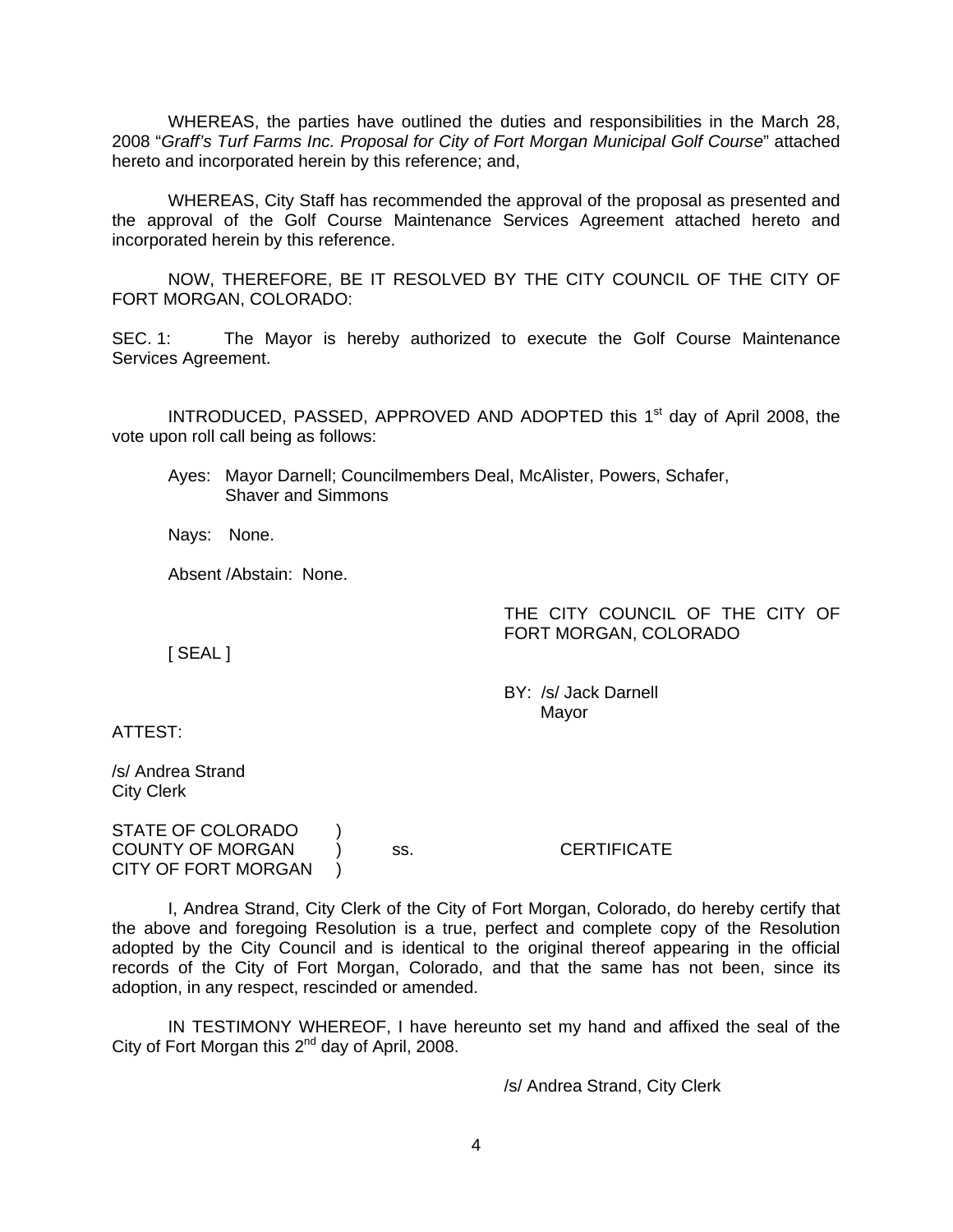WHEREAS, the parties have outlined the duties and responsibilities in the March 28, 2008 "*Graff's Turf Farms Inc. Proposal for City of Fort Morgan Municipal Golf Course*" attached hereto and incorporated herein by this reference; and,

WHEREAS, City Staff has recommended the approval of the proposal as presented and the approval of the Golf Course Maintenance Services Agreement attached hereto and incorporated herein by this reference.

NOW, THEREFORE, BE IT RESOLVED BY THE CITY COUNCIL OF THE CITY OF FORT MORGAN, COLORADO:

SEC. 1: The Mayor is hereby authorized to execute the Golf Course Maintenance Services Agreement.

INTRODUCED, PASSED, APPROVED AND ADOPTED this 1st day of April 2008, the vote upon roll call being as follows:

Ayes: Mayor Darnell; Councilmembers Deal, McAlister, Powers, Schafer, Shaver and Simmons

Nays: None.

Absent /Abstain: None.

THE CITY COUNCIL OF THE CITY OF FORT MORGAN, COLORADO

[ SEAL ]

BY: /s/ Jack Darnell
Mayor

ATTEST:

/s/ Andrea Strand
City Clerk

STATE OF COLORADO )
COUNTY OF MORGAN ) ss. CERTIFICATE
CITY OF FORT MORGAN )

I, Andrea Strand, City Clerk of the City of Fort Morgan, Colorado, do hereby certify that the above and foregoing Resolution is a true, perfect and complete copy of the Resolution adopted by the City Council and is identical to the original thereof appearing in the official records of the City of Fort Morgan, Colorado, and that the same has not been, since its adoption, in any respect, rescinded or amended.

IN TESTIMONY WHEREOF, I have hereunto set my hand and affixed the seal of the City of Fort Morgan this 2nd day of April, 2008.

/s/ Andrea Strand, City Clerk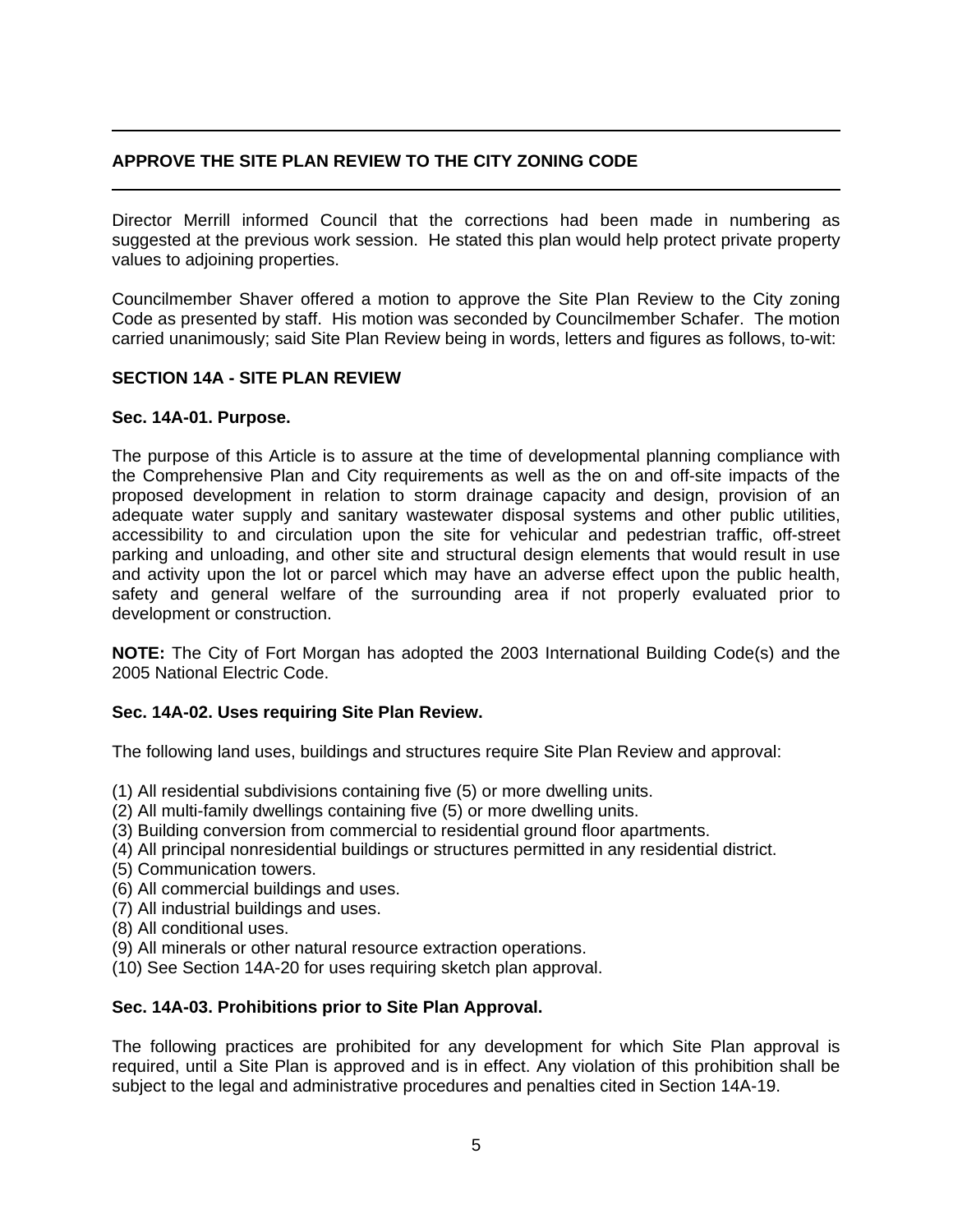## APPROVE THE SITE PLAN REVIEW TO THE CITY ZONING CODE

Director Merrill informed Council that the corrections had been made in numbering as suggested at the previous work session. He stated this plan would help protect private property values to adjoining properties.

Councilmember Shaver offered a motion to approve the Site Plan Review to the City zoning Code as presented by staff. His motion was seconded by Councilmember Schafer. The motion carried unanimously; said Site Plan Review being in words, letters and figures as follows, to-wit:

### SECTION 14A - SITE PLAN REVIEW

#### Sec. 14A-01. Purpose.

The purpose of this Article is to assure at the time of developmental planning compliance with the Comprehensive Plan and City requirements as well as the on and off-site impacts of the proposed development in relation to storm drainage capacity and design, provision of an adequate water supply and sanitary wastewater disposal systems and other public utilities, accessibility to and circulation upon the site for vehicular and pedestrian traffic, off-street parking and unloading, and other site and structural design elements that would result in use and activity upon the lot or parcel which may have an adverse effect upon the public health, safety and general welfare of the surrounding area if not properly evaluated prior to development or construction.

**NOTE:** The City of Fort Morgan has adopted the 2003 International Building Code(s) and the 2005 National Electric Code.

#### Sec. 14A-02. Uses requiring Site Plan Review.

The following land uses, buildings and structures require Site Plan Review and approval:

(1) All residential subdivisions containing five (5) or more dwelling units.
(2) All multi-family dwellings containing five (5) or more dwelling units.
(3) Building conversion from commercial to residential ground floor apartments.
(4) All principal nonresidential buildings or structures permitted in any residential district.
(5) Communication towers.
(6) All commercial buildings and uses.
(7) All industrial buildings and uses.
(8) All conditional uses.
(9) All minerals or other natural resource extraction operations.
(10) See Section 14A-20 for uses requiring sketch plan approval.

#### Sec. 14A-03. Prohibitions prior to Site Plan Approval.

The following practices are prohibited for any development for which Site Plan approval is required, until a Site Plan is approved and is in effect. Any violation of this prohibition shall be subject to the legal and administrative procedures and penalties cited in Section 14A-19.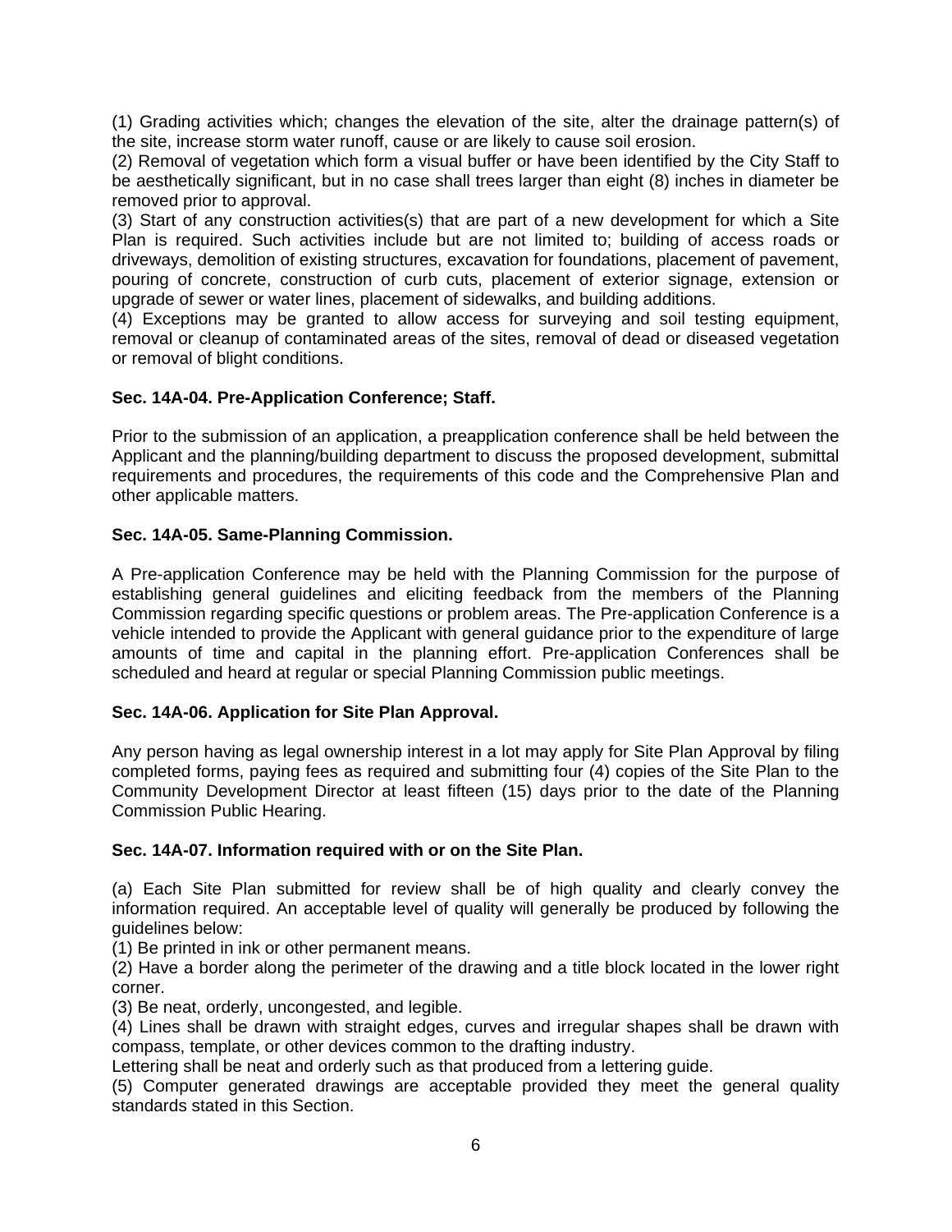(1) Grading activities which; changes the elevation of the site, alter the drainage pattern(s) of the site, increase storm water runoff, cause or are likely to cause soil erosion.
(2) Removal of vegetation which form a visual buffer or have been identified by the City Staff to be aesthetically significant, but in no case shall trees larger than eight (8) inches in diameter be removed prior to approval.
(3) Start of any construction activities(s) that are part of a new development for which a Site Plan is required. Such activities include but are not limited to; building of access roads or driveways, demolition of existing structures, excavation for foundations, placement of pavement, pouring of concrete, construction of curb cuts, placement of exterior signage, extension or upgrade of sewer or water lines, placement of sidewalks, and building additions.
(4) Exceptions may be granted to allow access for surveying and soil testing equipment, removal or cleanup of contaminated areas of the sites, removal of dead or diseased vegetation or removal of blight conditions.

**Sec. 14A-04. Pre-Application Conference; Staff.**

Prior to the submission of an application, a preapplication conference shall be held between the Applicant and the planning/building department to discuss the proposed development, submittal requirements and procedures, the requirements of this code and the Comprehensive Plan and other applicable matters.

**Sec. 14A-05. Same-Planning Commission.**

A Pre-application Conference may be held with the Planning Commission for the purpose of establishing general guidelines and eliciting feedback from the members of the Planning Commission regarding specific questions or problem areas. The Pre-application Conference is a vehicle intended to provide the Applicant with general guidance prior to the expenditure of large amounts of time and capital in the planning effort. Pre-application Conferences shall be scheduled and heard at regular or special Planning Commission public meetings.

**Sec. 14A-06. Application for Site Plan Approval.**

Any person having as legal ownership interest in a lot may apply for Site Plan Approval by filing completed forms, paying fees as required and submitting four (4) copies of the Site Plan to the Community Development Director at least fifteen (15) days prior to the date of the Planning Commission Public Hearing.

**Sec. 14A-07. Information required with or on the Site Plan.**

(a) Each Site Plan submitted for review shall be of high quality and clearly convey the information required. An acceptable level of quality will generally be produced by following the guidelines below:
(1) Be printed in ink or other permanent means.
(2) Have a border along the perimeter of the drawing and a title block located in the lower right corner.
(3) Be neat, orderly, uncongested, and legible.
(4) Lines shall be drawn with straight edges, curves and irregular shapes shall be drawn with compass, template, or other devices common to the drafting industry.
Lettering shall be neat and orderly such as that produced from a lettering guide.
(5) Computer generated drawings are acceptable provided they meet the general quality standards stated in this Section.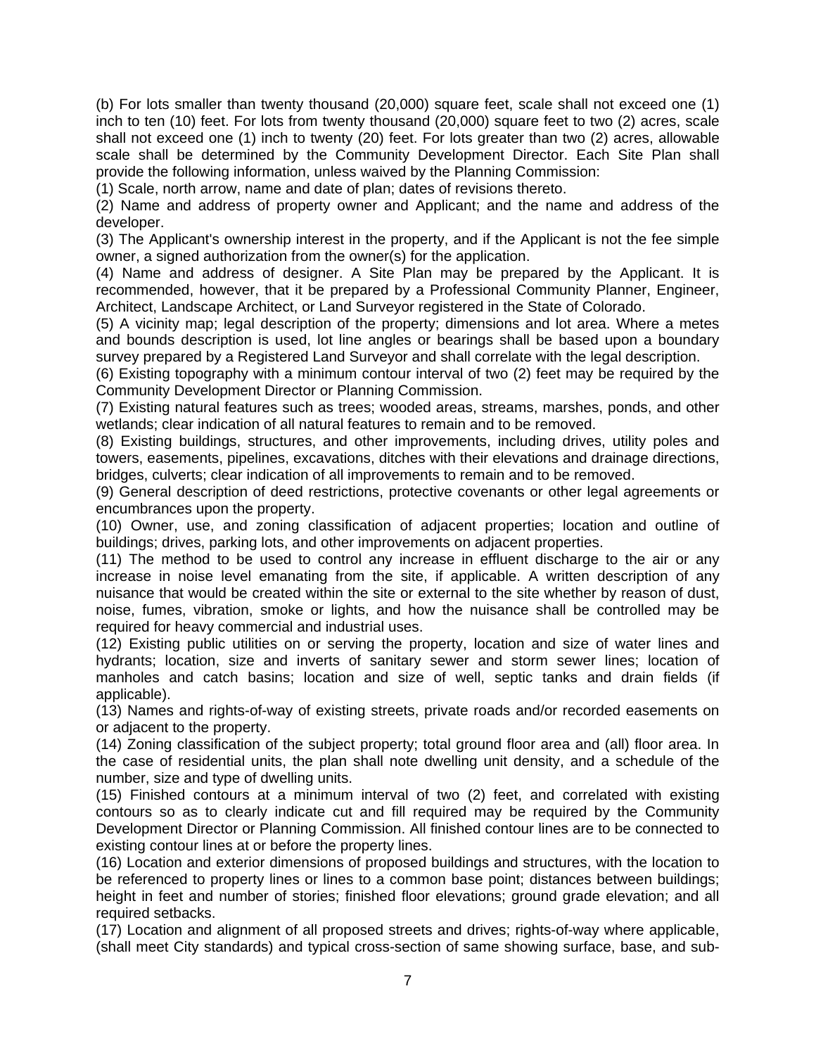(b) For lots smaller than twenty thousand (20,000) square feet, scale shall not exceed one (1) inch to ten (10) feet. For lots from twenty thousand (20,000) square feet to two (2) acres, scale shall not exceed one (1) inch to twenty (20) feet. For lots greater than two (2) acres, allowable scale shall be determined by the Community Development Director. Each Site Plan shall provide the following information, unless waived by the Planning Commission:

(1) Scale, north arrow, name and date of plan; dates of revisions thereto.

(2) Name and address of property owner and Applicant; and the name and address of the developer.

(3) The Applicant's ownership interest in the property, and if the Applicant is not the fee simple owner, a signed authorization from the owner(s) for the application.

(4) Name and address of designer. A Site Plan may be prepared by the Applicant. It is recommended, however, that it be prepared by a Professional Community Planner, Engineer, Architect, Landscape Architect, or Land Surveyor registered in the State of Colorado.

(5) A vicinity map; legal description of the property; dimensions and lot area. Where a metes and bounds description is used, lot line angles or bearings shall be based upon a boundary survey prepared by a Registered Land Surveyor and shall correlate with the legal description.

(6) Existing topography with a minimum contour interval of two (2) feet may be required by the Community Development Director or Planning Commission.

(7) Existing natural features such as trees; wooded areas, streams, marshes, ponds, and other wetlands; clear indication of all natural features to remain and to be removed.

(8) Existing buildings, structures, and other improvements, including drives, utility poles and towers, easements, pipelines, excavations, ditches with their elevations and drainage directions, bridges, culverts; clear indication of all improvements to remain and to be removed.

(9) General description of deed restrictions, protective covenants or other legal agreements or encumbrances upon the property.

(10) Owner, use, and zoning classification of adjacent properties; location and outline of buildings; drives, parking lots, and other improvements on adjacent properties.

(11) The method to be used to control any increase in effluent discharge to the air or any increase in noise level emanating from the site, if applicable. A written description of any nuisance that would be created within the site or external to the site whether by reason of dust, noise, fumes, vibration, smoke or lights, and how the nuisance shall be controlled may be required for heavy commercial and industrial uses.

(12) Existing public utilities on or serving the property, location and size of water lines and hydrants; location, size and inverts of sanitary sewer and storm sewer lines; location of manholes and catch basins; location and size of well, septic tanks and drain fields (if applicable).

(13) Names and rights-of-way of existing streets, private roads and/or recorded easements on or adjacent to the property.

(14) Zoning classification of the subject property; total ground floor area and (all) floor area. In the case of residential units, the plan shall note dwelling unit density, and a schedule of the number, size and type of dwelling units.

(15) Finished contours at a minimum interval of two (2) feet, and correlated with existing contours so as to clearly indicate cut and fill required may be required by the Community Development Director or Planning Commission. All finished contour lines are to be connected to existing contour lines at or before the property lines.

(16) Location and exterior dimensions of proposed buildings and structures, with the location to be referenced to property lines or lines to a common base point; distances between buildings; height in feet and number of stories; finished floor elevations; ground grade elevation; and all required setbacks.

(17) Location and alignment of all proposed streets and drives; rights-of-way where applicable, (shall meet City standards) and typical cross-section of same showing surface, base, and sub-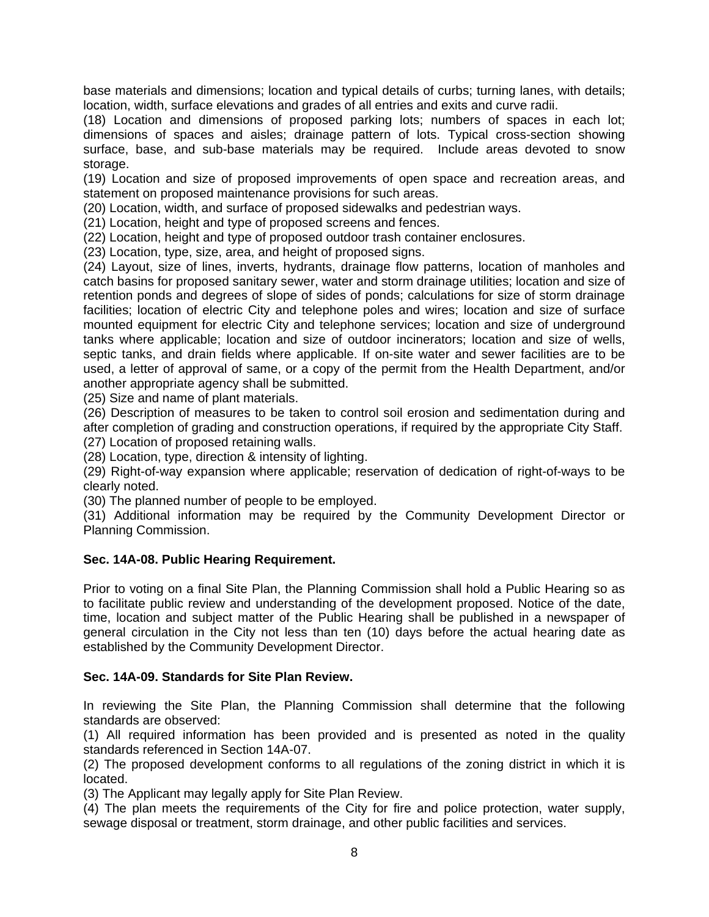base materials and dimensions; location and typical details of curbs; turning lanes, with details; location, width, surface elevations and grades of all entries and exits and curve radii.

(18) Location and dimensions of proposed parking lots; numbers of spaces in each lot; dimensions of spaces and aisles; drainage pattern of lots. Typical cross-section showing surface, base, and sub-base materials may be required. Include areas devoted to snow storage.

(19) Location and size of proposed improvements of open space and recreation areas, and statement on proposed maintenance provisions for such areas.

(20) Location, width, and surface of proposed sidewalks and pedestrian ways.

(21) Location, height and type of proposed screens and fences.

(22) Location, height and type of proposed outdoor trash container enclosures.

(23) Location, type, size, area, and height of proposed signs.

(24) Layout, size of lines, inverts, hydrants, drainage flow patterns, location of manholes and catch basins for proposed sanitary sewer, water and storm drainage utilities; location and size of retention ponds and degrees of slope of sides of ponds; calculations for size of storm drainage facilities; location of electric City and telephone poles and wires; location and size of surface mounted equipment for electric City and telephone services; location and size of underground tanks where applicable; location and size of outdoor incinerators; location and size of wells, septic tanks, and drain fields where applicable. If on-site water and sewer facilities are to be used, a letter of approval of same, or a copy of the permit from the Health Department, and/or another appropriate agency shall be submitted.

(25) Size and name of plant materials.

(26) Description of measures to be taken to control soil erosion and sedimentation during and after completion of grading and construction operations, if required by the appropriate City Staff.

(27) Location of proposed retaining walls.

(28) Location, type, direction & intensity of lighting.

(29) Right-of-way expansion where applicable; reservation of dedication of right-of-ways to be clearly noted.

(30) The planned number of people to be employed.

(31) Additional information may be required by the Community Development Director or Planning Commission.

**Sec. 14A-08. Public Hearing Requirement.**

Prior to voting on a final Site Plan, the Planning Commission shall hold a Public Hearing so as to facilitate public review and understanding of the development proposed. Notice of the date, time, location and subject matter of the Public Hearing shall be published in a newspaper of general circulation in the City not less than ten (10) days before the actual hearing date as established by the Community Development Director.

**Sec. 14A-09. Standards for Site Plan Review.**

In reviewing the Site Plan, the Planning Commission shall determine that the following standards are observed:

(1) All required information has been provided and is presented as noted in the quality standards referenced in Section 14A-07.

(2) The proposed development conforms to all regulations of the zoning district in which it is located.

(3) The Applicant may legally apply for Site Plan Review.

(4) The plan meets the requirements of the City for fire and police protection, water supply, sewage disposal or treatment, storm drainage, and other public facilities and services.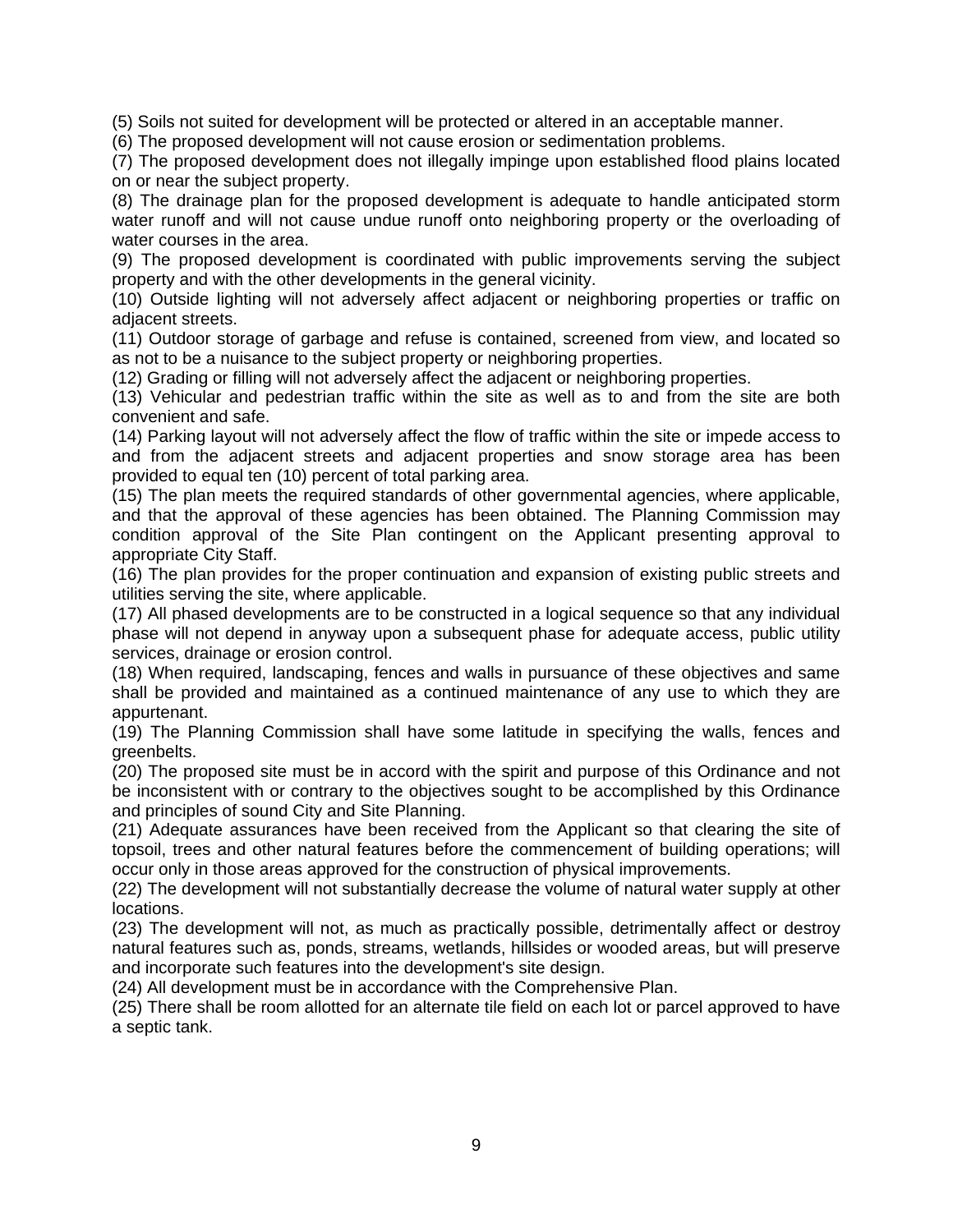(5) Soils not suited for development will be protected or altered in an acceptable manner.

(6) The proposed development will not cause erosion or sedimentation problems.

(7) The proposed development does not illegally impinge upon established flood plains located on or near the subject property.

(8) The drainage plan for the proposed development is adequate to handle anticipated storm water runoff and will not cause undue runoff onto neighboring property or the overloading of water courses in the area.

(9) The proposed development is coordinated with public improvements serving the subject property and with the other developments in the general vicinity.

(10) Outside lighting will not adversely affect adjacent or neighboring properties or traffic on adjacent streets.

(11) Outdoor storage of garbage and refuse is contained, screened from view, and located so as not to be a nuisance to the subject property or neighboring properties.

(12) Grading or filling will not adversely affect the adjacent or neighboring properties.

(13) Vehicular and pedestrian traffic within the site as well as to and from the site are both convenient and safe.

(14) Parking layout will not adversely affect the flow of traffic within the site or impede access to and from the adjacent streets and adjacent properties and snow storage area has been provided to equal ten (10) percent of total parking area.

(15) The plan meets the required standards of other governmental agencies, where applicable, and that the approval of these agencies has been obtained. The Planning Commission may condition approval of the Site Plan contingent on the Applicant presenting approval to appropriate City Staff.

(16) The plan provides for the proper continuation and expansion of existing public streets and utilities serving the site, where applicable.

(17) All phased developments are to be constructed in a logical sequence so that any individual phase will not depend in anyway upon a subsequent phase for adequate access, public utility services, drainage or erosion control.

(18) When required, landscaping, fences and walls in pursuance of these objectives and same shall be provided and maintained as a continued maintenance of any use to which they are appurtenant.

(19) The Planning Commission shall have some latitude in specifying the walls, fences and greenbelts.

(20) The proposed site must be in accord with the spirit and purpose of this Ordinance and not be inconsistent with or contrary to the objectives sought to be accomplished by this Ordinance and principles of sound City and Site Planning.

(21) Adequate assurances have been received from the Applicant so that clearing the site of topsoil, trees and other natural features before the commencement of building operations; will occur only in those areas approved for the construction of physical improvements.

(22) The development will not substantially decrease the volume of natural water supply at other locations.

(23) The development will not, as much as practically possible, detrimentally affect or destroy natural features such as, ponds, streams, wetlands, hillsides or wooded areas, but will preserve and incorporate such features into the development's site design.

(24) All development must be in accordance with the Comprehensive Plan.

(25) There shall be room allotted for an alternate tile field on each lot or parcel approved to have a septic tank.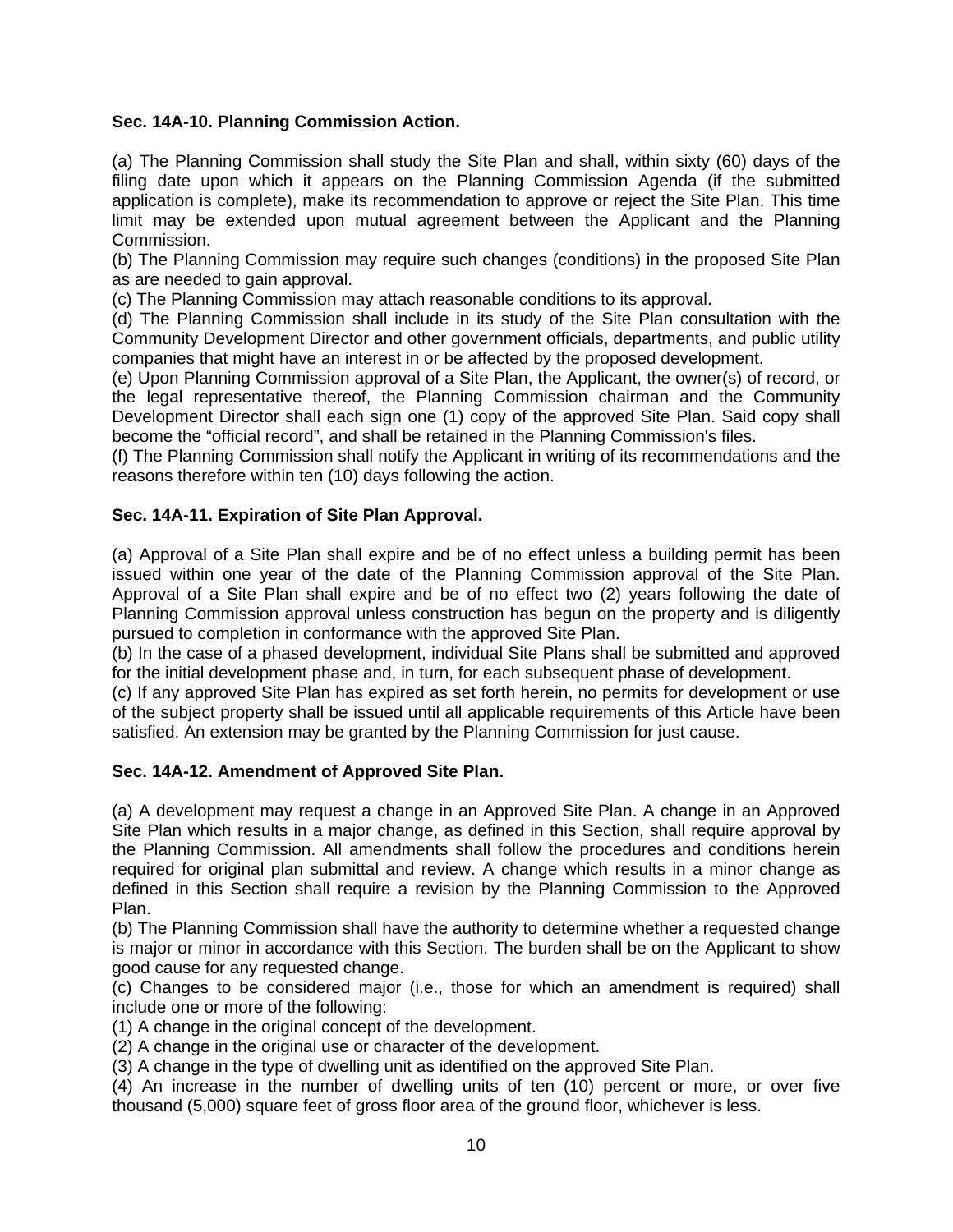**Sec. 14A-10. Planning Commission Action.**

(a) The Planning Commission shall study the Site Plan and shall, within sixty (60) days of the filing date upon which it appears on the Planning Commission Agenda (if the submitted application is complete), make its recommendation to approve or reject the Site Plan. This time limit may be extended upon mutual agreement between the Applicant and the Planning Commission.
(b) The Planning Commission may require such changes (conditions) in the proposed Site Plan as are needed to gain approval.
(c) The Planning Commission may attach reasonable conditions to its approval.
(d) The Planning Commission shall include in its study of the Site Plan consultation with the Community Development Director and other government officials, departments, and public utility companies that might have an interest in or be affected by the proposed development.
(e) Upon Planning Commission approval of a Site Plan, the Applicant, the owner(s) of record, or the legal representative thereof, the Planning Commission chairman and the Community Development Director shall each sign one (1) copy of the approved Site Plan. Said copy shall become the “official record”, and shall be retained in the Planning Commission's files.
(f) The Planning Commission shall notify the Applicant in writing of its recommendations and the reasons therefore within ten (10) days following the action.

**Sec. 14A-11. Expiration of Site Plan Approval.**

(a) Approval of a Site Plan shall expire and be of no effect unless a building permit has been issued within one year of the date of the Planning Commission approval of the Site Plan. Approval of a Site Plan shall expire and be of no effect two (2) years following the date of Planning Commission approval unless construction has begun on the property and is diligently pursued to completion in conformance with the approved Site Plan.
(b) In the case of a phased development, individual Site Plans shall be submitted and approved for the initial development phase and, in turn, for each subsequent phase of development.
(c) If any approved Site Plan has expired as set forth herein, no permits for development or use of the subject property shall be issued until all applicable requirements of this Article have been satisfied. An extension may be granted by the Planning Commission for just cause.

**Sec. 14A-12. Amendment of Approved Site Plan.**

(a) A development may request a change in an Approved Site Plan. A change in an Approved Site Plan which results in a major change, as defined in this Section, shall require approval by the Planning Commission. All amendments shall follow the procedures and conditions herein required for original plan submittal and review. A change which results in a minor change as defined in this Section shall require a revision by the Planning Commission to the Approved Plan.
(b) The Planning Commission shall have the authority to determine whether a requested change is major or minor in accordance with this Section. The burden shall be on the Applicant to show good cause for any requested change.
(c) Changes to be considered major (i.e., those for which an amendment is required) shall include one or more of the following:
(1) A change in the original concept of the development.
(2) A change in the original use or character of the development.
(3) A change in the type of dwelling unit as identified on the approved Site Plan.
(4) An increase in the number of dwelling units of ten (10) percent or more, or over five thousand (5,000) square feet of gross floor area of the ground floor, whichever is less.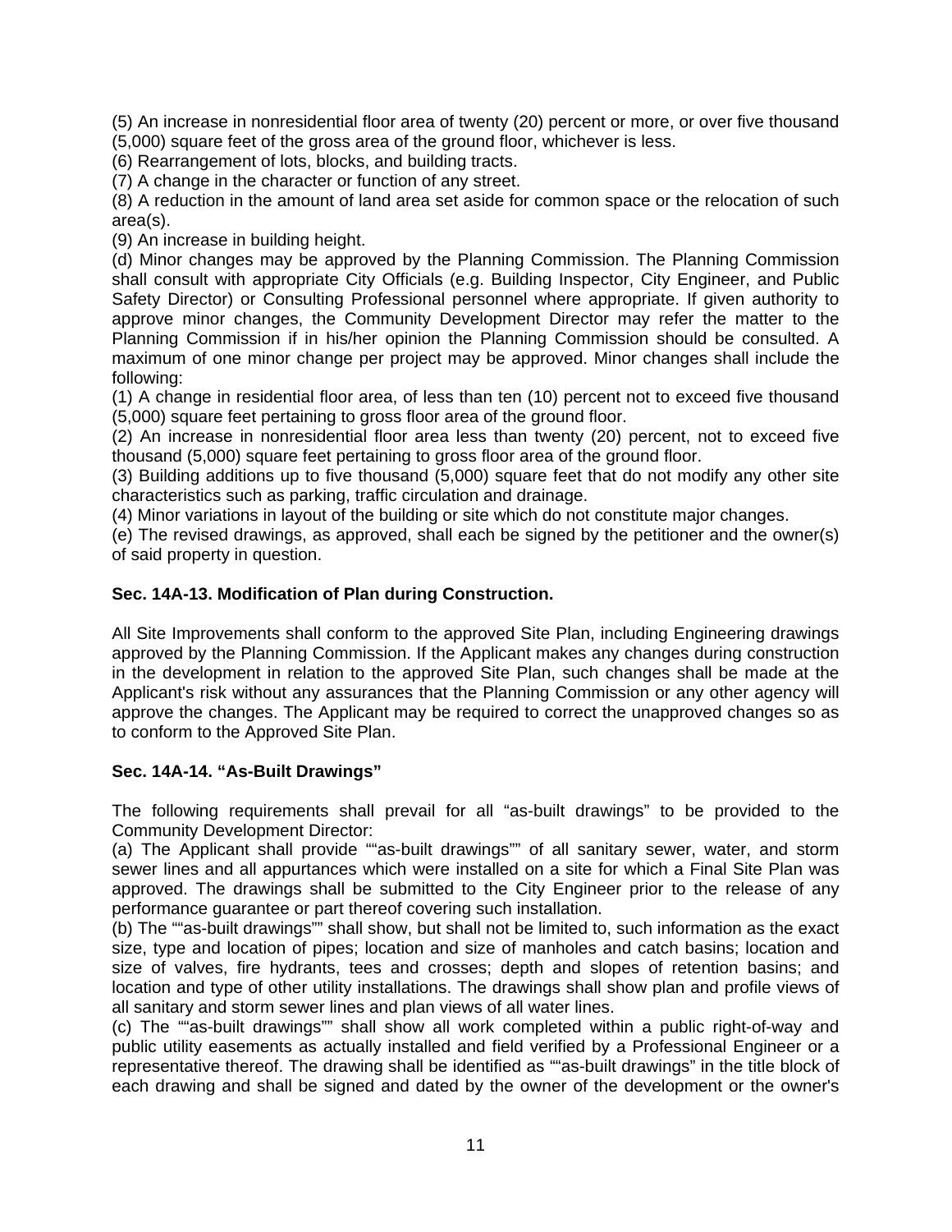(5) An increase in nonresidential floor area of twenty (20) percent or more, or over five thousand (5,000) square feet of the gross area of the ground floor, whichever is less.
(6) Rearrangement of lots, blocks, and building tracts.
(7) A change in the character or function of any street.
(8) A reduction in the amount of land area set aside for common space or the relocation of such area(s).
(9) An increase in building height.
(d) Minor changes may be approved by the Planning Commission. The Planning Commission shall consult with appropriate City Officials (e.g. Building Inspector, City Engineer, and Public Safety Director) or Consulting Professional personnel where appropriate. If given authority to approve minor changes, the Community Development Director may refer the matter to the Planning Commission if in his/her opinion the Planning Commission should be consulted. A maximum of one minor change per project may be approved. Minor changes shall include the following:
(1) A change in residential floor area, of less than ten (10) percent not to exceed five thousand (5,000) square feet pertaining to gross floor area of the ground floor.
(2) An increase in nonresidential floor area less than twenty (20) percent, not to exceed five thousand (5,000) square feet pertaining to gross floor area of the ground floor.
(3) Building additions up to five thousand (5,000) square feet that do not modify any other site characteristics such as parking, traffic circulation and drainage.
(4) Minor variations in layout of the building or site which do not constitute major changes.
(e) The revised drawings, as approved, shall each be signed by the petitioner and the owner(s) of said property in question.

**Sec. 14A-13. Modification of Plan during Construction.**

All Site Improvements shall conform to the approved Site Plan, including Engineering drawings approved by the Planning Commission. If the Applicant makes any changes during construction in the development in relation to the approved Site Plan, such changes shall be made at the Applicant's risk without any assurances that the Planning Commission or any other agency will approve the changes. The Applicant may be required to correct the unapproved changes so as to conform to the Approved Site Plan.

**Sec. 14A-14. "As-Built Drawings"**

The following requirements shall prevail for all "as-built drawings" to be provided to the Community Development Director:
(a) The Applicant shall provide ""as-built drawings"" of all sanitary sewer, water, and storm sewer lines and all appurtances which were installed on a site for which a Final Site Plan was approved. The drawings shall be submitted to the City Engineer prior to the release of any performance guarantee or part thereof covering such installation.
(b) The ""as-built drawings"" shall show, but shall not be limited to, such information as the exact size, type and location of pipes; location and size of manholes and catch basins; location and size of valves, fire hydrants, tees and crosses; depth and slopes of retention basins; and location and type of other utility installations. The drawings shall show plan and profile views of all sanitary and storm sewer lines and plan views of all water lines.
(c) The ""as-built drawings"" shall show all work completed within a public right-of-way and public utility easements as actually installed and field verified by a Professional Engineer or a representative thereof. The drawing shall be identified as ""as-built drawings" in the title block of each drawing and shall be signed and dated by the owner of the development or the owner's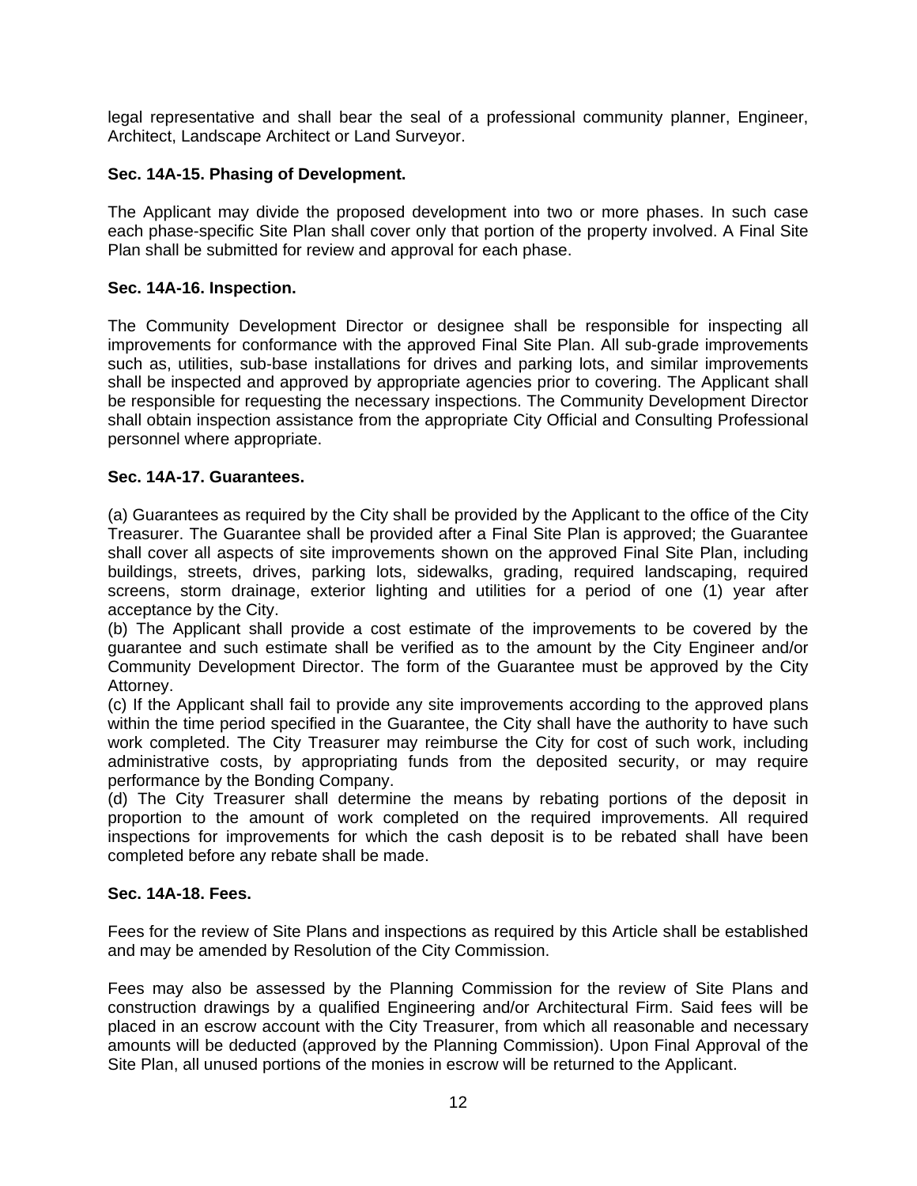legal representative and shall bear the seal of a professional community planner, Engineer, Architect, Landscape Architect or Land Surveyor.

**Sec. 14A-15. Phasing of Development.**

The Applicant may divide the proposed development into two or more phases. In such case each phase-specific Site Plan shall cover only that portion of the property involved. A Final Site Plan shall be submitted for review and approval for each phase.

**Sec. 14A-16. Inspection.**

The Community Development Director or designee shall be responsible for inspecting all improvements for conformance with the approved Final Site Plan. All sub-grade improvements such as, utilities, sub-base installations for drives and parking lots, and similar improvements shall be inspected and approved by appropriate agencies prior to covering. The Applicant shall be responsible for requesting the necessary inspections. The Community Development Director shall obtain inspection assistance from the appropriate City Official and Consulting Professional personnel where appropriate.

**Sec. 14A-17. Guarantees.**

(a) Guarantees as required by the City shall be provided by the Applicant to the office of the City Treasurer. The Guarantee shall be provided after a Final Site Plan is approved; the Guarantee shall cover all aspects of site improvements shown on the approved Final Site Plan, including buildings, streets, drives, parking lots, sidewalks, grading, required landscaping, required screens, storm drainage, exterior lighting and utilities for a period of one (1) year after acceptance by the City.
(b) The Applicant shall provide a cost estimate of the improvements to be covered by the guarantee and such estimate shall be verified as to the amount by the City Engineer and/or Community Development Director. The form of the Guarantee must be approved by the City Attorney.
(c) If the Applicant shall fail to provide any site improvements according to the approved plans within the time period specified in the Guarantee, the City shall have the authority to have such work completed. The City Treasurer may reimburse the City for cost of such work, including administrative costs, by appropriating funds from the deposited security, or may require performance by the Bonding Company.
(d) The City Treasurer shall determine the means by rebating portions of the deposit in proportion to the amount of work completed on the required improvements. All required inspections for improvements for which the cash deposit is to be rebated shall have been completed before any rebate shall be made.

**Sec. 14A-18. Fees.**

Fees for the review of Site Plans and inspections as required by this Article shall be established and may be amended by Resolution of the City Commission.

Fees may also be assessed by the Planning Commission for the review of Site Plans and construction drawings by a qualified Engineering and/or Architectural Firm. Said fees will be placed in an escrow account with the City Treasurer, from which all reasonable and necessary amounts will be deducted (approved by the Planning Commission). Upon Final Approval of the Site Plan, all unused portions of the monies in escrow will be returned to the Applicant.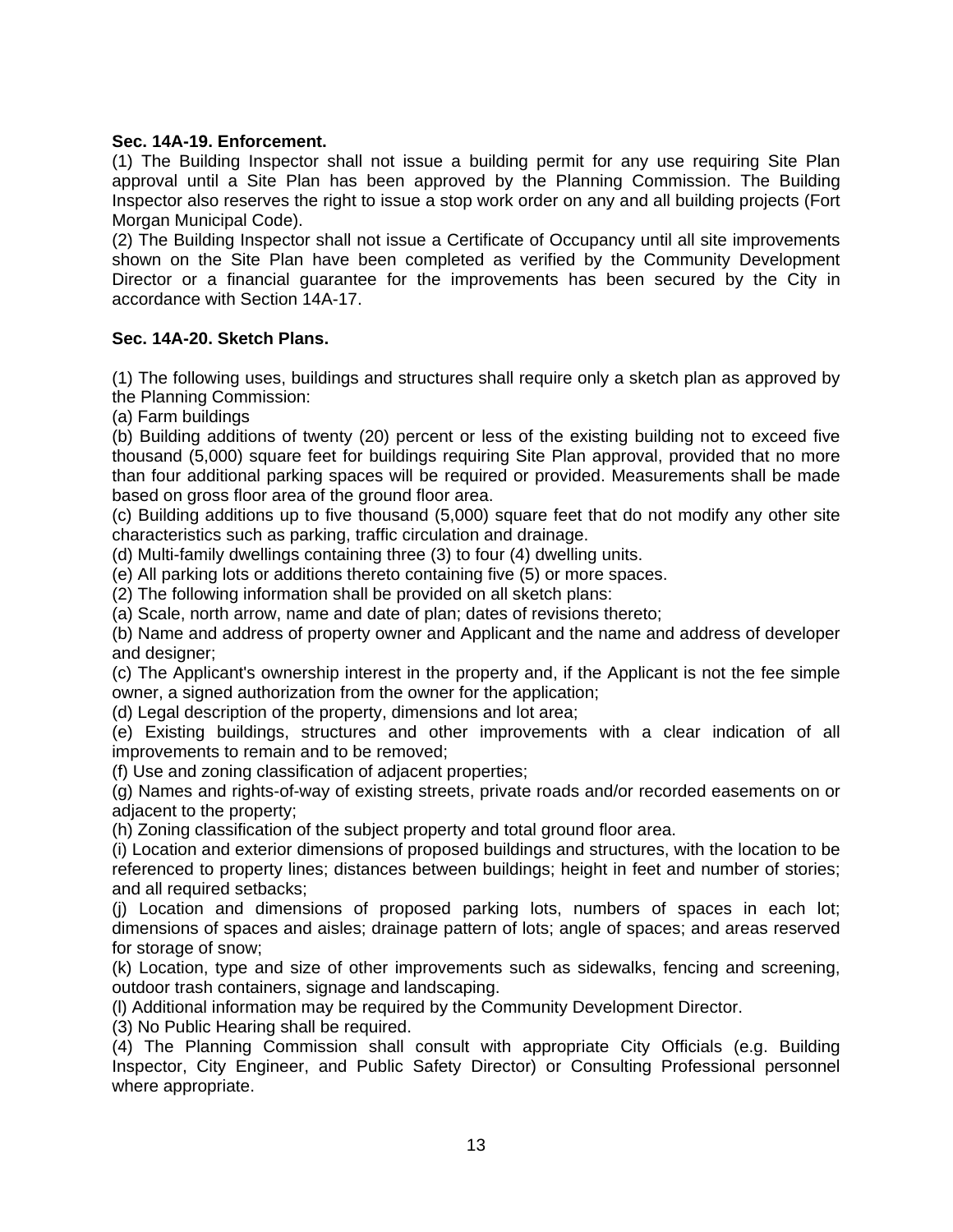**Sec. 14A-19. Enforcement.**

(1) The Building Inspector shall not issue a building permit for any use requiring Site Plan approval until a Site Plan has been approved by the Planning Commission. The Building Inspector also reserves the right to issue a stop work order on any and all building projects (Fort Morgan Municipal Code).

(2) The Building Inspector shall not issue a Certificate of Occupancy until all site improvements shown on the Site Plan have been completed as verified by the Community Development Director or a financial guarantee for the improvements has been secured by the City in accordance with Section 14A-17.

**Sec. 14A-20. Sketch Plans.**

(1) The following uses, buildings and structures shall require only a sketch plan as approved by the Planning Commission:

(a) Farm buildings

(b) Building additions of twenty (20) percent or less of the existing building not to exceed five thousand (5,000) square feet for buildings requiring Site Plan approval, provided that no more than four additional parking spaces will be required or provided. Measurements shall be made based on gross floor area of the ground floor area.

(c) Building additions up to five thousand (5,000) square feet that do not modify any other site characteristics such as parking, traffic circulation and drainage.

(d) Multi-family dwellings containing three (3) to four (4) dwelling units.

(e) All parking lots or additions thereto containing five (5) or more spaces.

(2) The following information shall be provided on all sketch plans:

(a) Scale, north arrow, name and date of plan; dates of revisions thereto;

(b) Name and address of property owner and Applicant and the name and address of developer and designer;

(c) The Applicant's ownership interest in the property and, if the Applicant is not the fee simple owner, a signed authorization from the owner for the application;

(d) Legal description of the property, dimensions and lot area;

(e) Existing buildings, structures and other improvements with a clear indication of all improvements to remain and to be removed;

(f) Use and zoning classification of adjacent properties;

(g) Names and rights-of-way of existing streets, private roads and/or recorded easements on or adjacent to the property;

(h) Zoning classification of the subject property and total ground floor area.

(i) Location and exterior dimensions of proposed buildings and structures, with the location to be referenced to property lines; distances between buildings; height in feet and number of stories; and all required setbacks;

(j) Location and dimensions of proposed parking lots, numbers of spaces in each lot; dimensions of spaces and aisles; drainage pattern of lots; angle of spaces; and areas reserved for storage of snow;

(k) Location, type and size of other improvements such as sidewalks, fencing and screening, outdoor trash containers, signage and landscaping.

(l) Additional information may be required by the Community Development Director.

(3) No Public Hearing shall be required.

(4) The Planning Commission shall consult with appropriate City Officials (e.g. Building Inspector, City Engineer, and Public Safety Director) or Consulting Professional personnel where appropriate.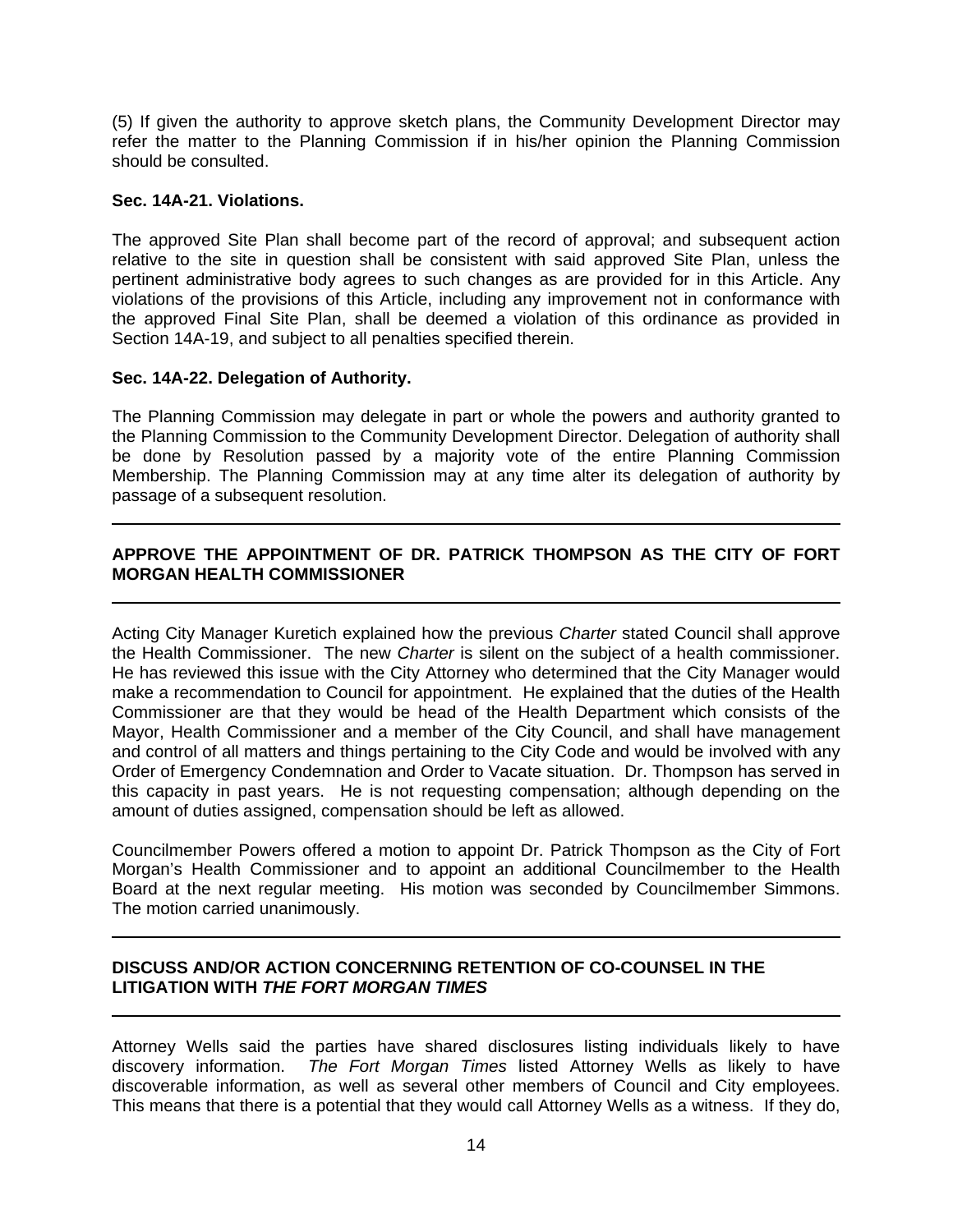(5) If given the authority to approve sketch plans, the Community Development Director may refer the matter to the Planning Commission if in his/her opinion the Planning Commission should be consulted.

**Sec. 14A-21. Violations.**

The approved Site Plan shall become part of the record of approval; and subsequent action relative to the site in question shall be consistent with said approved Site Plan, unless the pertinent administrative body agrees to such changes as are provided for in this Article. Any violations of the provisions of this Article, including any improvement not in conformance with the approved Final Site Plan, shall be deemed a violation of this ordinance as provided in Section 14A-19, and subject to all penalties specified therein.

**Sec. 14A-22. Delegation of Authority.**

The Planning Commission may delegate in part or whole the powers and authority granted to the Planning Commission to the Community Development Director. Delegation of authority shall be done by Resolution passed by a majority vote of the entire Planning Commission Membership. The Planning Commission may at any time alter its delegation of authority by passage of a subsequent resolution.

---

**APPROVE THE APPOINTMENT OF DR. PATRICK THOMPSON AS THE CITY OF FORT MORGAN HEALTH COMMISSIONER**

---

Acting City Manager Kuretich explained how the previous *Charter* stated Council shall approve the Health Commissioner. The new *Charter* is silent on the subject of a health commissioner. He has reviewed this issue with the City Attorney who determined that the City Manager would make a recommendation to Council for appointment. He explained that the duties of the Health Commissioner are that they would be head of the Health Department which consists of the Mayor, Health Commissioner and a member of the City Council, and shall have management and control of all matters and things pertaining to the City Code and would be involved with any Order of Emergency Condemnation and Order to Vacate situation. Dr. Thompson has served in this capacity in past years. He is not requesting compensation; although depending on the amount of duties assigned, compensation should be left as allowed.

Councilmember Powers offered a motion to appoint Dr. Patrick Thompson as the City of Fort Morgan's Health Commissioner and to appoint an additional Councilmember to the Health Board at the next regular meeting. His motion was seconded by Councilmember Simmons. The motion carried unanimously.

---

**DISCUSS AND/OR ACTION CONCERNING RETENTION OF CO-COUNSEL IN THE LITIGATION WITH *THE FORT MORGAN TIMES***

---

Attorney Wells said the parties have shared disclosures listing individuals likely to have discovery information. *The Fort Morgan Times* listed Attorney Wells as likely to have discoverable information, as well as several other members of Council and City employees. This means that there is a potential that they would call Attorney Wells as a witness. If they do,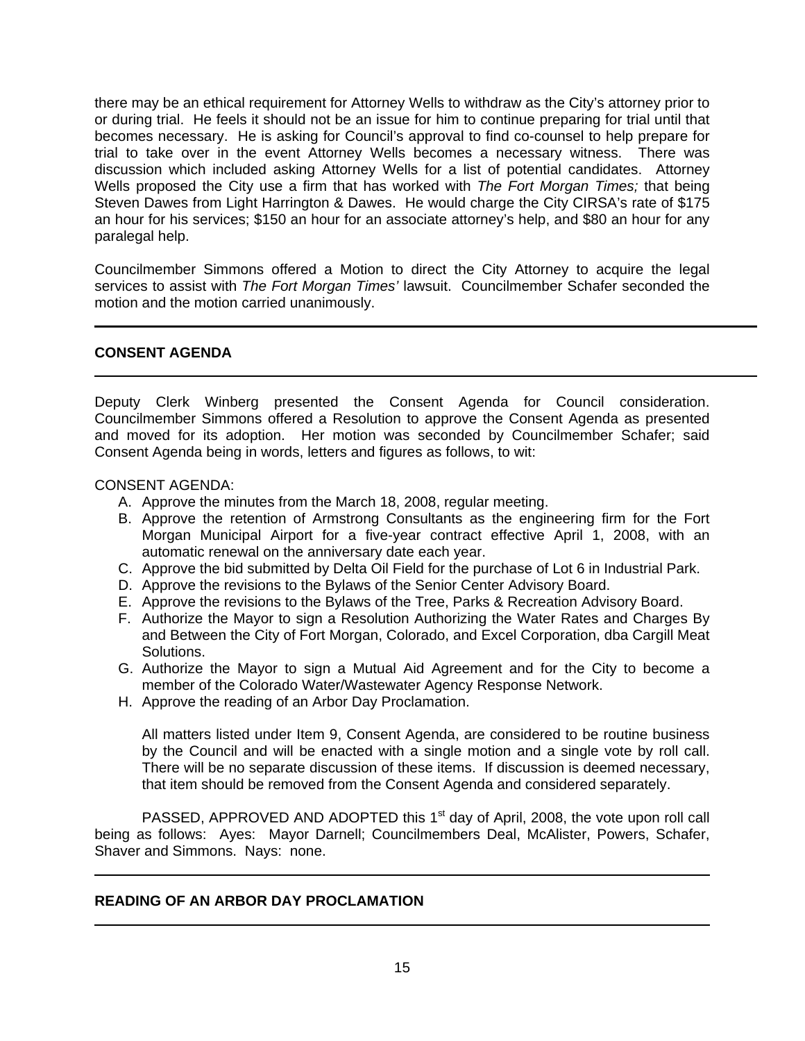there may be an ethical requirement for Attorney Wells to withdraw as the City's attorney prior to or during trial. He feels it should not be an issue for him to continue preparing for trial until that becomes necessary. He is asking for Council's approval to find co-counsel to help prepare for trial to take over in the event Attorney Wells becomes a necessary witness. There was discussion which included asking Attorney Wells for a list of potential candidates. Attorney Wells proposed the City use a firm that has worked with *The Fort Morgan Times;* that being Steven Dawes from Light Harrington & Dawes. He would charge the City CIRSA's rate of $175 an hour for his services; $150 an hour for an associate attorney's help, and $80 an hour for any paralegal help.

Councilmember Simmons offered a Motion to direct the City Attorney to acquire the legal services to assist with *The Fort Morgan Times'* lawsuit. Councilmember Schafer seconded the motion and the motion carried unanimously.

---

## CONSENT AGENDA

---

Deputy Clerk Winberg presented the Consent Agenda for Council consideration. Councilmember Simmons offered a Resolution to approve the Consent Agenda as presented and moved for its adoption. Her motion was seconded by Councilmember Schafer; said Consent Agenda being in words, letters and figures as follows, to wit:

CONSENT AGENDA:

A. Approve the minutes from the March 18, 2008, regular meeting.
B. Approve the retention of Armstrong Consultants as the engineering firm for the Fort Morgan Municipal Airport for a five-year contract effective April 1, 2008, with an automatic renewal on the anniversary date each year.
C. Approve the bid submitted by Delta Oil Field for the purchase of Lot 6 in Industrial Park.
D. Approve the revisions to the Bylaws of the Senior Center Advisory Board.
E. Approve the revisions to the Bylaws of the Tree, Parks & Recreation Advisory Board.
F. Authorize the Mayor to sign a Resolution Authorizing the Water Rates and Charges By and Between the City of Fort Morgan, Colorado, and Excel Corporation, dba Cargill Meat Solutions.
G. Authorize the Mayor to sign a Mutual Aid Agreement and for the City to become a member of the Colorado Water/Wastewater Agency Response Network.
H. Approve the reading of an Arbor Day Proclamation.

All matters listed under Item 9, Consent Agenda, are considered to be routine business by the Council and will be enacted with a single motion and a single vote by roll call. There will be no separate discussion of these items. If discussion is deemed necessary, that item should be removed from the Consent Agenda and considered separately.

PASSED, APPROVED AND ADOPTED this 1st day of April, 2008, the vote upon roll call being as follows: Ayes: Mayor Darnell; Councilmembers Deal, McAlister, Powers, Schafer, Shaver and Simmons. Nays: none.

---

## READING OF AN ARBOR DAY PROCLAMATION

---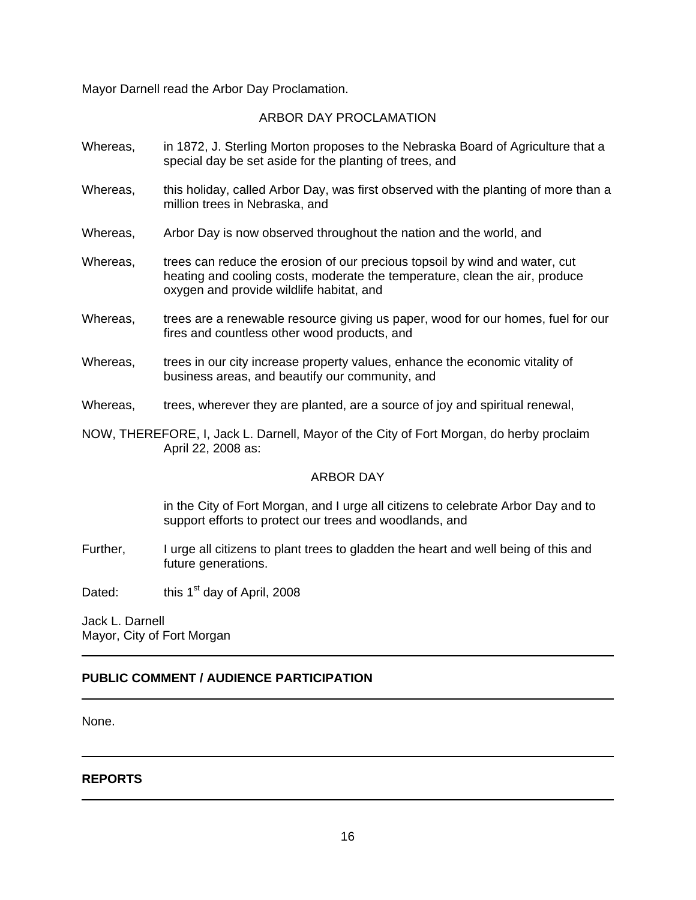Mayor Darnell read the Arbor Day Proclamation.

ARBOR DAY PROCLAMATION

Whereas, in 1872, J. Sterling Morton proposes to the Nebraska Board of Agriculture that a special day be set aside for the planting of trees, and

Whereas, this holiday, called Arbor Day, was first observed with the planting of more than a million trees in Nebraska, and

Whereas, Arbor Day is now observed throughout the nation and the world, and

Whereas, trees can reduce the erosion of our precious topsoil by wind and water, cut heating and cooling costs, moderate the temperature, clean the air, produce oxygen and provide wildlife habitat, and

Whereas, trees are a renewable resource giving us paper, wood for our homes, fuel for our fires and countless other wood products, and

Whereas, trees in our city increase property values, enhance the economic vitality of business areas, and beautify our community, and

Whereas, trees, wherever they are planted, are a source of joy and spiritual renewal,

NOW, THEREFORE, I, Jack L. Darnell, Mayor of the City of Fort Morgan, do herby proclaim April 22, 2008 as:

ARBOR DAY

in the City of Fort Morgan, and I urge all citizens to celebrate Arbor Day and to support efforts to protect our trees and woodlands, and

Further, I urge all citizens to plant trees to gladden the heart and well being of this and future generations.

Dated: this 1st day of April, 2008

Jack L. Darnell
Mayor, City of Fort Morgan

---

**PUBLIC COMMENT / AUDIENCE PARTICIPATION**

---

None.

---

**REPORTS**

---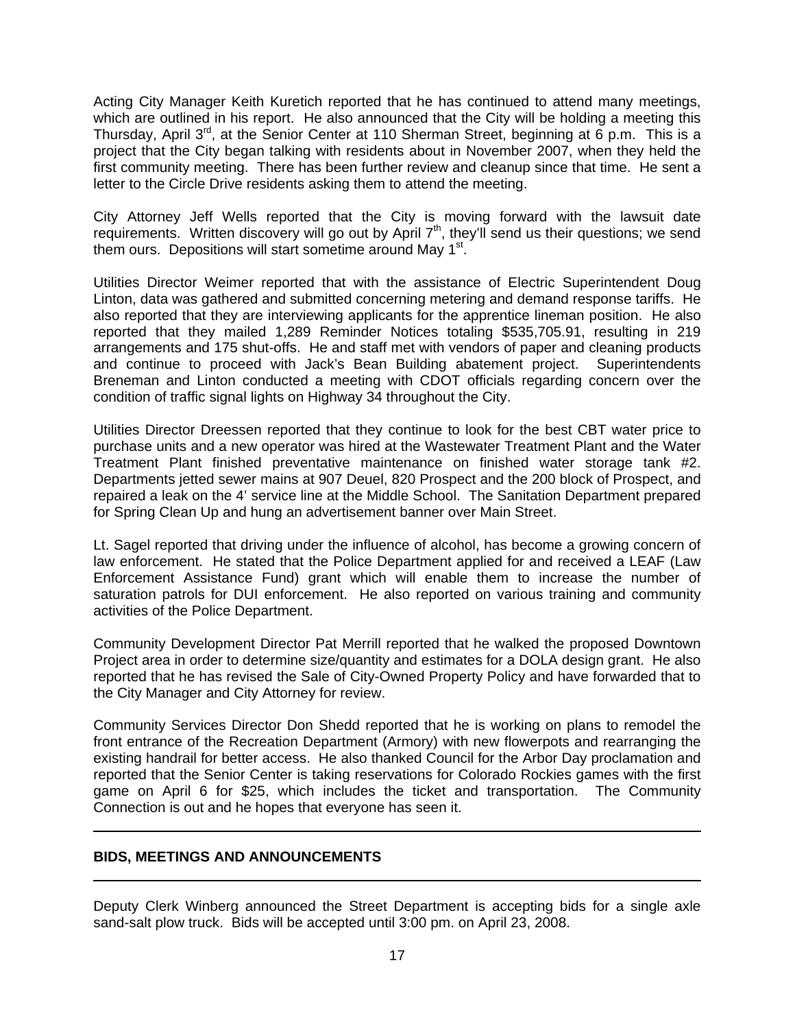Acting City Manager Keith Kuretich reported that he has continued to attend many meetings, which are outlined in his report. He also announced that the City will be holding a meeting this Thursday, April 3rd, at the Senior Center at 110 Sherman Street, beginning at 6 p.m. This is a project that the City began talking with residents about in November 2007, when they held the first community meeting. There has been further review and cleanup since that time. He sent a letter to the Circle Drive residents asking them to attend the meeting.

City Attorney Jeff Wells reported that the City is moving forward with the lawsuit date requirements. Written discovery will go out by April 7th, they'll send us their questions; we send them ours. Depositions will start sometime around May 1st.

Utilities Director Weimer reported that with the assistance of Electric Superintendent Doug Linton, data was gathered and submitted concerning metering and demand response tariffs. He also reported that they are interviewing applicants for the apprentice lineman position. He also reported that they mailed 1,289 Reminder Notices totaling $535,705.91, resulting in 219 arrangements and 175 shut-offs. He and staff met with vendors of paper and cleaning products and continue to proceed with Jack's Bean Building abatement project. Superintendents Breneman and Linton conducted a meeting with CDOT officials regarding concern over the condition of traffic signal lights on Highway 34 throughout the City.

Utilities Director Dreessen reported that they continue to look for the best CBT water price to purchase units and a new operator was hired at the Wastewater Treatment Plant and the Water Treatment Plant finished preventative maintenance on finished water storage tank #2. Departments jetted sewer mains at 907 Deuel, 820 Prospect and the 200 block of Prospect, and repaired a leak on the 4' service line at the Middle School. The Sanitation Department prepared for Spring Clean Up and hung an advertisement banner over Main Street.

Lt. Sagel reported that driving under the influence of alcohol, has become a growing concern of law enforcement. He stated that the Police Department applied for and received a LEAF (Law Enforcement Assistance Fund) grant which will enable them to increase the number of saturation patrols for DUI enforcement. He also reported on various training and community activities of the Police Department.

Community Development Director Pat Merrill reported that he walked the proposed Downtown Project area in order to determine size/quantity and estimates for a DOLA design grant. He also reported that he has revised the Sale of City-Owned Property Policy and have forwarded that to the City Manager and City Attorney for review.

Community Services Director Don Shedd reported that he is working on plans to remodel the front entrance of the Recreation Department (Armory) with new flowerpots and rearranging the existing handrail for better access. He also thanked Council for the Arbor Day proclamation and reported that the Senior Center is taking reservations for Colorado Rockies games with the first game on April 6 for $25, which includes the ticket and transportation. The Community Connection is out and he hopes that everyone has seen it.

---

**BIDS, MEETINGS AND ANNOUNCEMENTS**

---

Deputy Clerk Winberg announced the Street Department is accepting bids for a single axle sand-salt plow truck. Bids will be accepted until 3:00 pm. on April 23, 2008.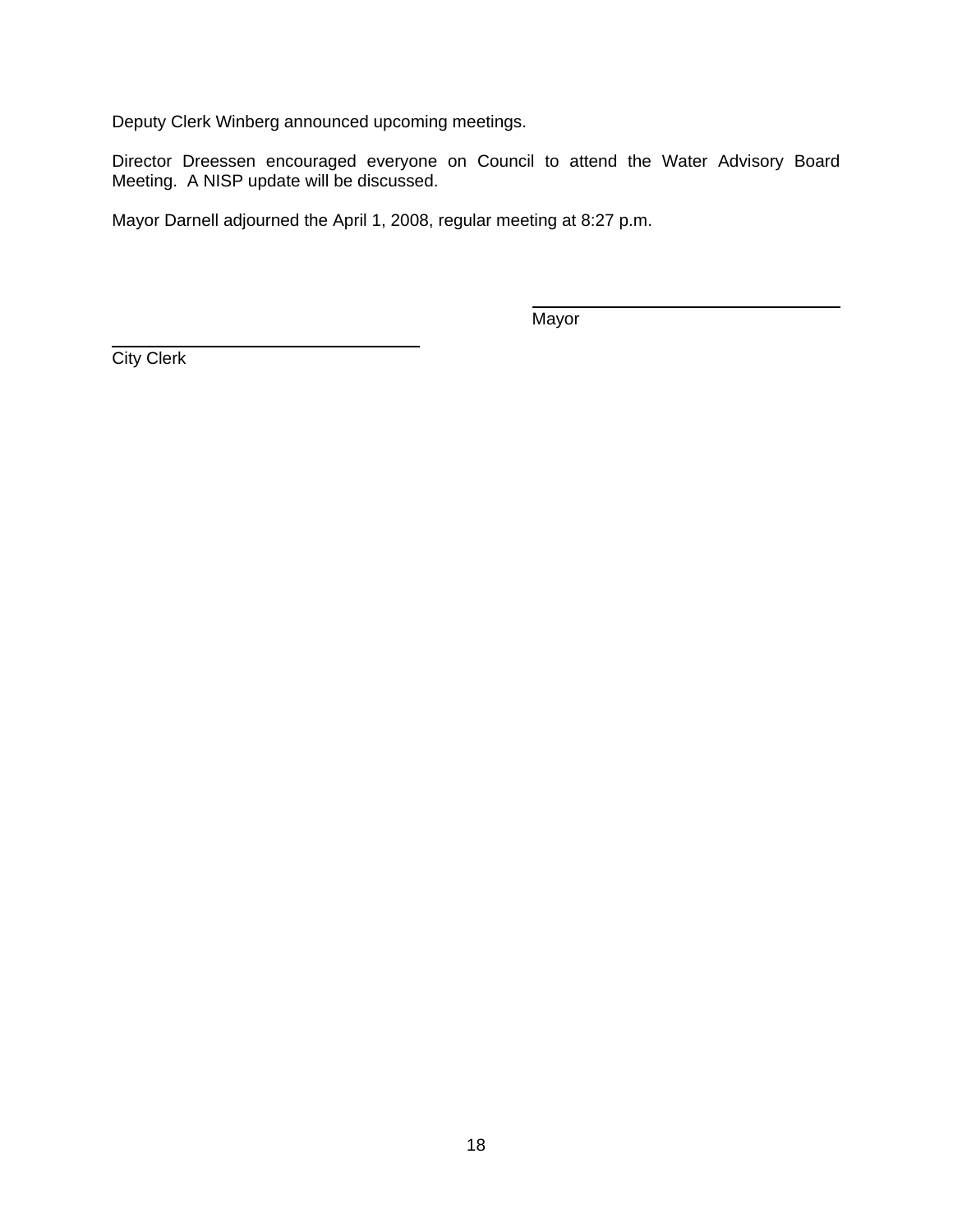Deputy Clerk Winberg announced upcoming meetings.

Director Dreessen encouraged everyone on Council to attend the Water Advisory Board Meeting. A NISP update will be discussed.

Mayor Darnell adjourned the April 1, 2008, regular meeting at 8:27 p.m.

\_\_\_\_\_\_\_\_\_\_\_\_\_\_\_\_\_\_\_\_\_\_\_\_\_\_\_\_\_\_\_\_\_\_\_\_

Mayor

\_\_\_\_\_\_\_\_\_\_\_\_\_\_\_\_\_\_\_\_\_\_\_\_\_\_\_\_\_\_\_\_\_\_\_\_

City Clerk